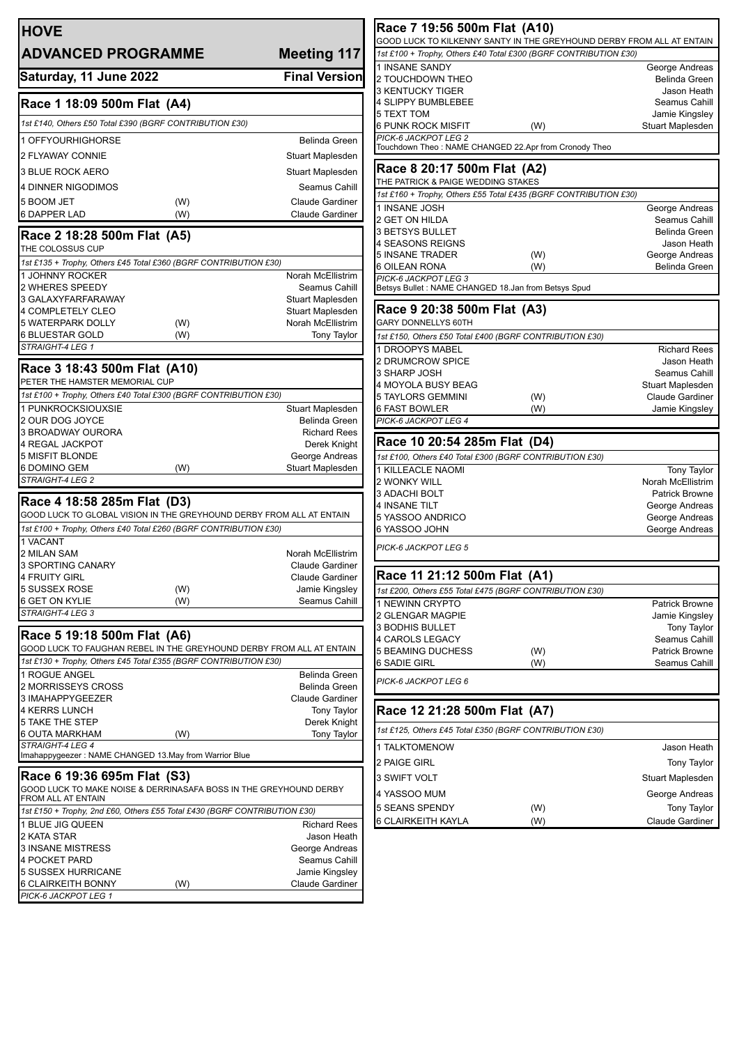# HOVE

## ADVANCED PROGRAMME — Meeting 117

**Saturday, 11 June 2022 — Final Version**

### Race 1 18:09 500m Flat (A4)

*1st £140, Others £50 Total £390 (BGRF CONTRIBUTION £30)*

| | | |
|---|---|---|
| 1 OFFYOURHIGHORSE | | Belinda Green |
| 2 FLYAWAY CONNIE | | Stuart Maplesden |
| 3 BLUE ROCK AERO | | Stuart Maplesden |
| 4 DINNER NIGODIMOS | | Seamus Cahill |
| 5 BOOM JET | (W) | Claude Gardiner |
| 6 DAPPER LAD | (W) | Claude Gardiner |

### Race 2 18:28 500m Flat (A5)

THE COLOSSUS CUP

*1st £135 + Trophy, Others £45 Total £360 (BGRF CONTRIBUTION £30)*

| | | |
|---|---|---|
| 1 JOHNNY ROCKER | | Norah McEllistrim |
| 2 WHERES SPEEDY | | Seamus Cahill |
| 3 GALAXYFARFARAWAY | | Stuart Maplesden |
| 4 COMPLETELY CLEO | | Stuart Maplesden |
| 5 WATERPARK DOLLY | (W) | Norah McEllistrim |
| 6 BLUESTAR GOLD | (W) | Tony Taylor |

*STRAIGHT-4 LEG 1*

### Race 3 18:43 500m Flat (A10)

PETER THE HAMSTER MEMORIAL CUP

*1st £100 + Trophy, Others £40 Total £300 (BGRF CONTRIBUTION £30)*

| | | |
|---|---|---|
| 1 PUNKROCKSIOUXSIE | | Stuart Maplesden |
| 2 OUR DOG JOYCE | | Belinda Green |
| 3 BROADWAY OURORA | | Richard Rees |
| 4 REGAL JACKPOT | | Derek Knight |
| 5 MISFIT BLONDE | | George Andreas |
| 6 DOMINO GEM | (W) | Stuart Maplesden |

*STRAIGHT-4 LEG 2*

### Race 4 18:58 285m Flat (D3)

GOOD LUCK TO GLOBAL VISION IN THE GREYHOUND DERBY FROM ALL AT ENTAIN

*1st £100 + Trophy, Others £40 Total £260 (BGRF CONTRIBUTION £30)*

| | | |
|---|---|---|
| 1 VACANT | | |
| 2 MILAN SAM | | Norah McEllistrim |
| 3 SPORTING CANARY | | Claude Gardiner |
| 4 FRUITY GIRL | | Claude Gardiner |
| 5 SUSSEX ROSE | (W) | Jamie Kingsley |
| 6 GET ON KYLIE | (W) | Seamus Cahill |

*STRAIGHT-4 LEG 3*

### Race 5 19:18 500m Flat (A6)

GOOD LUCK TO FAUGHAN REBEL IN THE GREYHOUND DERBY FROM ALL AT ENTAIN

*1st £130 + Trophy, Others £45 Total £355 (BGRF CONTRIBUTION £30)*

| | | |
|---|---|---|
| 1 ROGUE ANGEL | | Belinda Green |
| 2 MORRISSEYS CROSS | | Belinda Green |
| 3 IMAHAPPYGEEZER | | Claude Gardiner |
| 4 KERRS LUNCH | | Tony Taylor |
| 5 TAKE THE STEP | | Derek Knight |
| 6 OUTA MARKHAM | (W) | Tony Taylor |

*STRAIGHT-4 LEG 4*

Imahappygeezer : NAME CHANGED 13.May from Warrior Blue

### Race 6 19:36 695m Flat (S3)

GOOD LUCK TO MAKE NOISE & DERRINASAFA BOSS IN THE GREYHOUND DERBY FROM ALL AT ENTAIN

*1st £150 + Trophy, 2nd £60, Others £55 Total £430 (BGRF CONTRIBUTION £30)*

| | | |
|---|---|---|
| 1 BLUE JIG QUEEN | | Richard Rees |
| 2 KATA STAR | | Jason Heath |
| 3 INSANE MISTRESS | | George Andreas |
| 4 POCKET PARD | | Seamus Cahill |
| 5 SUSSEX HURRICANE | | Jamie Kingsley |
| 6 CLAIRKEITH BONNY | (W) | Claude Gardiner |

*PICK-6 JACKPOT LEG 1*

### Race 7 19:56 500m Flat (A10)

GOOD LUCK TO KILKENNY SANTY IN THE GREYHOUND DERBY FROM ALL AT ENTAIN

*1st £100 + Trophy, Others £40 Total £300 (BGRF CONTRIBUTION £30)*

| | | |
|---|---|---|
| 1 INSANE SANDY | | George Andreas |
| 2 TOUCHDOWN THEO | | Belinda Green |
| 3 KENTUCKY TIGER | | Jason Heath |
| 4 SLIPPY BUMBLEBEE | | Seamus Cahill |
| 5 TEXT TOM | | Jamie Kingsley |
| 6 PUNK ROCK MISFIT | (W) | Stuart Maplesden |

*PICK-6 JACKPOT LEG 2*

Touchdown Theo : NAME CHANGED 22.Apr from Cronody Theo

### Race 8 20:17 500m Flat (A2)

THE PATRICK & PAIGE WEDDING STAKES

*1st £160 + Trophy, Others £55 Total £435 (BGRF CONTRIBUTION £30)*

| | | |
|---|---|---|
| 1 INSANE JOSH | | George Andreas |
| 2 GET ON HILDA | | Seamus Cahill |
| 3 BETSYS BULLET | | Belinda Green |
| 4 SEASONS REIGNS | | Jason Heath |
| 5 INSANE TRADER | (W) | George Andreas |
| 6 OILEAN RONA | (W) | Belinda Green |

*PICK-6 JACKPOT LEG 3*

Betsys Bullet : NAME CHANGED 18.Jan from Betsys Spud

### Race 9 20:38 500m Flat (A3)

GARY DONNELLYS 60TH

*1st £150, Others £50 Total £400 (BGRF CONTRIBUTION £30)*

| | | |
|---|---|---|
| 1 DROOPYS MABEL | | Richard Rees |
| 2 DRUMCROW SPICE | | Jason Heath |
| 3 SHARP JOSH | | Seamus Cahill |
| 4 MOYOLA BUSY BEAG | | Stuart Maplesden |
| 5 TAYLORS GEMMINI | (W) | Claude Gardiner |
| 6 FAST BOWLER | (W) | Jamie Kingsley |

*PICK-6 JACKPOT LEG 4*

### Race 10 20:54 285m Flat (D4)

*1st £100, Others £40 Total £300 (BGRF CONTRIBUTION £30)*

| | | |
|---|---|---|
| 1 KILLEACLE NAOMI | | Tony Taylor |
| 2 WONKY WILL | | Norah McEllistrim |
| 3 ADACHI BOLT | | Patrick Browne |
| 4 INSANE TILT | | George Andreas |
| 5 YASSOO ANDRICO | | George Andreas |
| 6 YASSOO JOHN | | George Andreas |

*PICK-6 JACKPOT LEG 5*

### Race 11 21:12 500m Flat (A1)

*1st £200, Others £55 Total £475 (BGRF CONTRIBUTION £30)*

| | | |
|---|---|---|
| 1 NEWINN CRYPTO | | Patrick Browne |
| 2 GLENGAR MAGPIE | | Jamie Kingsley |
| 3 BODHIS BULLET | | Tony Taylor |
| 4 CAROLS LEGACY | | Seamus Cahill |
| 5 BEAMING DUCHESS | (W) | Patrick Browne |
| 6 SADIE GIRL | (W) | Seamus Cahill |

*PICK-6 JACKPOT LEG 6*

### Race 12 21:28 500m Flat (A7)

*1st £125, Others £45 Total £350 (BGRF CONTRIBUTION £30)*

| | | |
|---|---|---|
| 1 TALKTOMENOW | | Jason Heath |
| 2 PAIGE GIRL | | Tony Taylor |
| 3 SWIFT VOLT | | Stuart Maplesden |
| 4 YASSOO MUM | | George Andreas |
| 5 SEANS SPENDY | (W) | Tony Taylor |
| 6 CLAIRKEITH KAYLA | (W) | Claude Gardiner |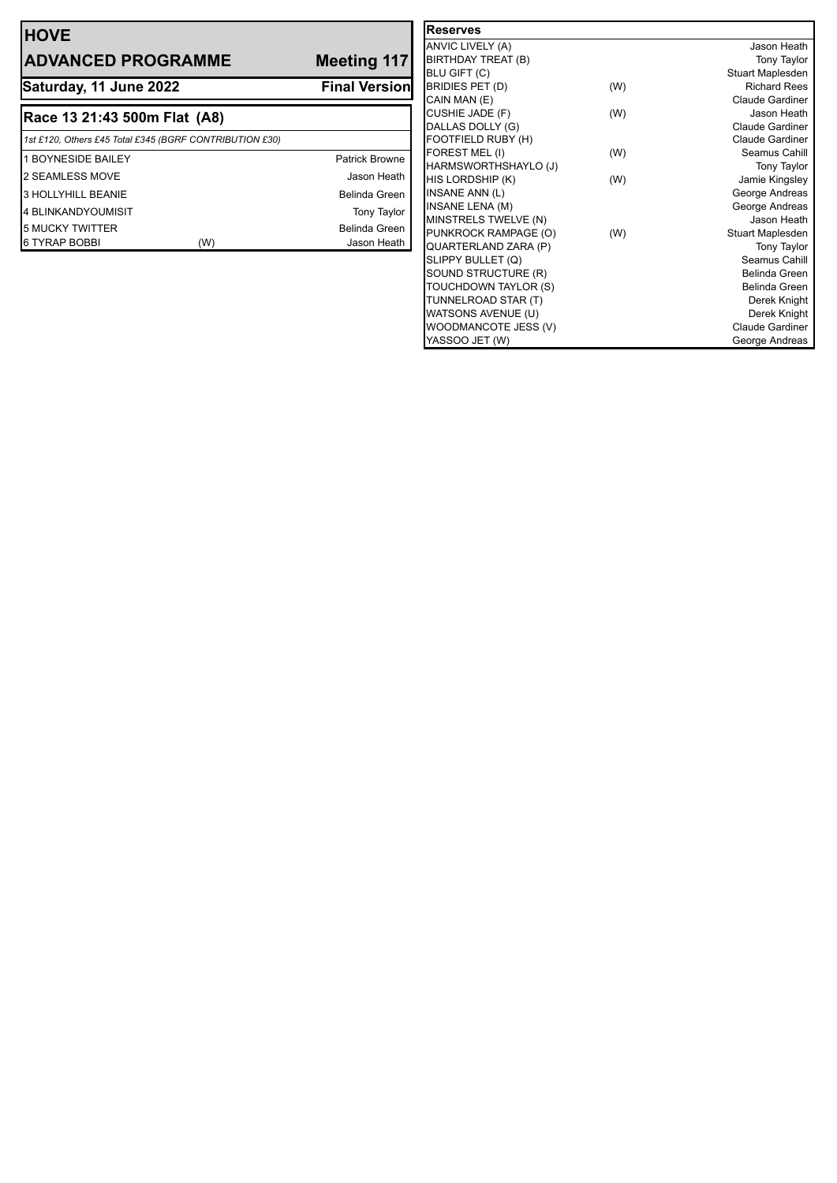# HOVE

## ADVANCED PROGRAMME — Meeting 117

**Saturday, 11 June 2022** — **Final Version**

### Race 13 21:43 500m Flat (A8)

*1st £120, Others £45 Total £345 (BGRF CONTRIBUTION £30)*

| | | |
|---|---|---|
| 1 BOYNESIDE BAILEY | | Patrick Browne |
| 2 SEAMLESS MOVE | | Jason Heath |
| 3 HOLLYHILL BEANIE | | Belinda Green |
| 4 BLINKANDYOUMISIT | | Tony Taylor |
| 5 MUCKY TWITTER | | Belinda Green |
| 6 TYRAP BOBBI | (W) | Jason Heath |

### Reserves

| | | |
|---|---|---|
| ANVIC LIVELY (A) | | Jason Heath |
| BIRTHDAY TREAT (B) | | Tony Taylor |
| BLU GIFT (C) | | Stuart Maplesden |
| BRIDIES PET (D) | (W) | Richard Rees |
| CAIN MAN (E) | | Claude Gardiner |
| CUSHIE JADE (F) | (W) | Jason Heath |
| DALLAS DOLLY (G) | | Claude Gardiner |
| FOOTFIELD RUBY (H) | | Claude Gardiner |
| FOREST MEL (I) | (W) | Seamus Cahill |
| HARMSWORTHSHAYLO (J) | | Tony Taylor |
| HIS LORDSHIP (K) | (W) | Jamie Kingsley |
| INSANE ANN (L) | | George Andreas |
| INSANE LENA (M) | | George Andreas |
| MINSTRELS TWELVE (N) | | Jason Heath |
| PUNKROCK RAMPAGE (O) | (W) | Stuart Maplesden |
| QUARTERLAND ZARA (P) | | Tony Taylor |
| SLIPPY BULLET (Q) | | Seamus Cahill |
| SOUND STRUCTURE (R) | | Belinda Green |
| TOUCHDOWN TAYLOR (S) | | Belinda Green |
| TUNNELROAD STAR (T) | | Derek Knight |
| WATSONS AVENUE (U) | | Derek Knight |
| WOODMANCOTE JESS (V) | | Claude Gardiner |
| YASSOO JET (W) | | George Andreas |